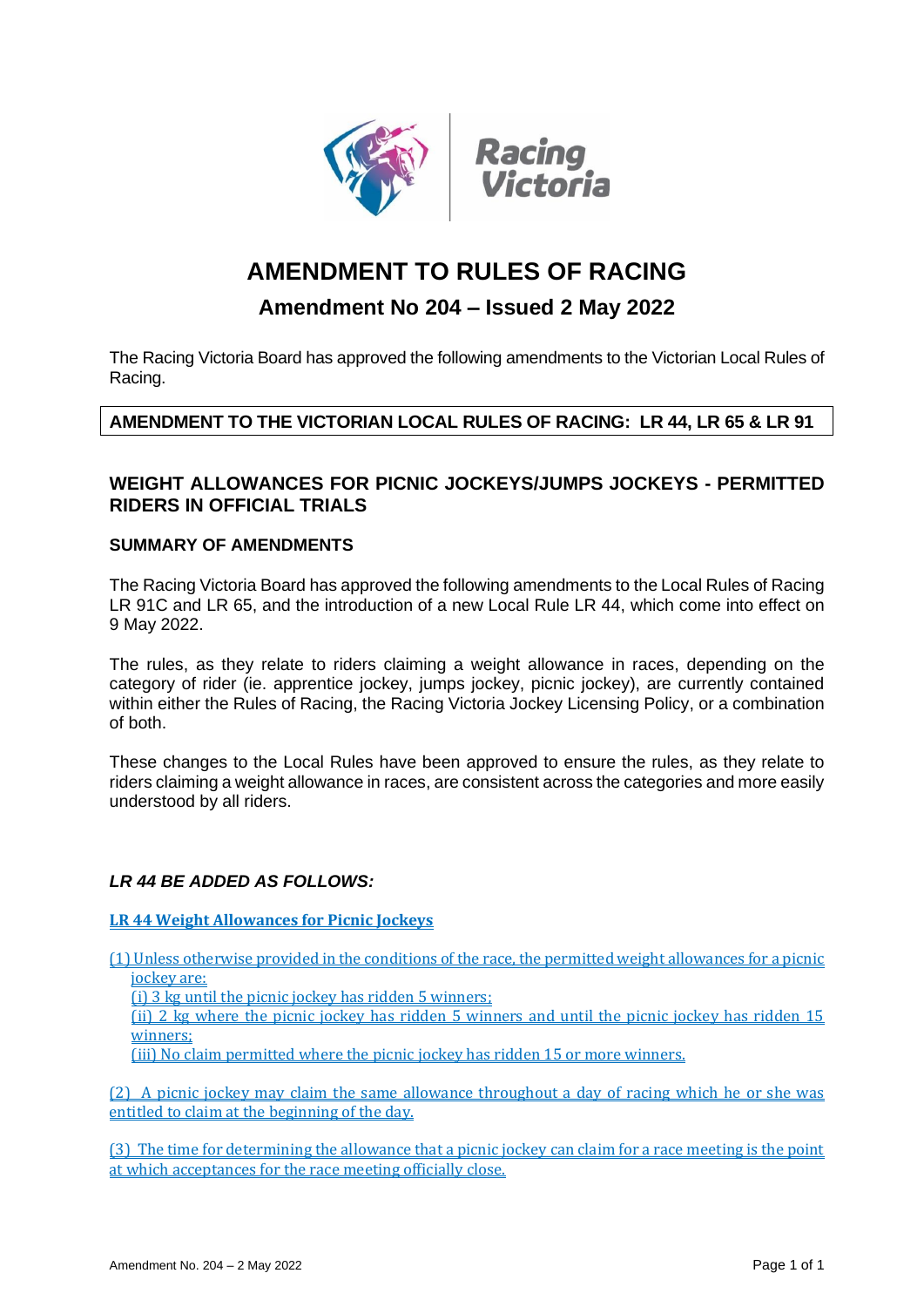# AMENDMENT TO RULES OF RACING

## Amendment No 204 – Issued 2 May 2022

The Racing Victoria Board has approved the following amendments to the Victorian Local Rules of Racing.

**AMENDMENT TO THE VICTORIAN LOCAL RULES OF RACING: LR 44, LR 65 & LR 91**

### WEIGHT ALLOWANCES FOR PICNIC JOCKEYS/JUMPS JOCKEYS - PERMITTED RIDERS IN OFFICIAL TRIALS

#### SUMMARY OF AMENDMENTS

The Racing Victoria Board has approved the following amendments to the Local Rules of Racing LR 91C and LR 65, and the introduction of a new Local Rule LR 44, which come into effect on 9 May 2022.

The rules, as they relate to riders claiming a weight allowance in races, depending on the category of rider (ie. apprentice jockey, jumps jockey, picnic jockey), are currently contained within either the Rules of Racing, the Racing Victoria Jockey Licensing Policy, or a combination of both.

These changes to the Local Rules have been approved to ensure the rules, as they relate to riders claiming a weight allowance in races, are consistent across the categories and more easily understood by all riders.

***LR 44 BE ADDED AS FOLLOWS:***

**LR 44 Weight Allowances for Picnic Jockeys**

(1) Unless otherwise provided in the conditions of the race, the permitted weight allowances for a picnic jockey are:
- (i) 3 kg until the picnic jockey has ridden 5 winners;
- (ii) 2 kg where the picnic jockey has ridden 5 winners and until the picnic jockey has ridden 15 winners;
- (iii) No claim permitted where the picnic jockey has ridden 15 or more winners.

(2) A picnic jockey may claim the same allowance throughout a day of racing which he or she was entitled to claim at the beginning of the day.

(3) The time for determining the allowance that a picnic jockey can claim for a race meeting is the point at which acceptances for the race meeting officially close.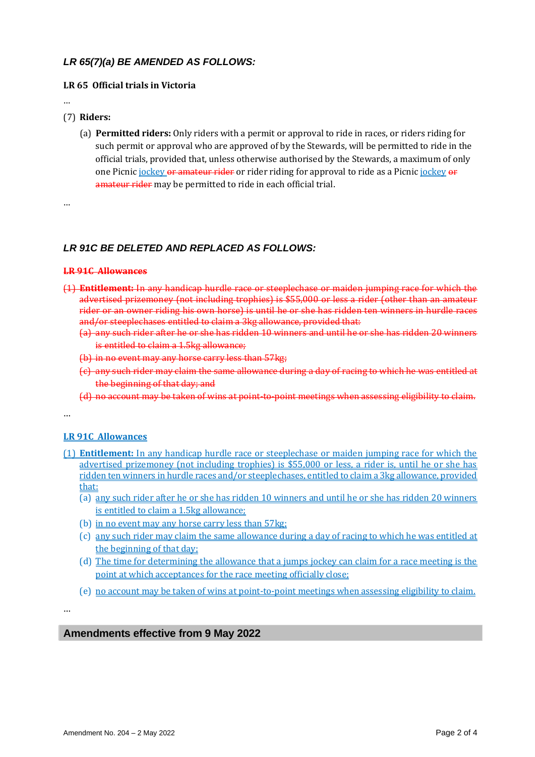### *LR 65(7)(a) BE AMENDED AS FOLLOWS:*

**LR 65 Official trials in Victoria**

…

(7) **Riders:**

(a) **Permitted riders:** Only riders with a permit or approval to ride in races, or riders riding for such permit or approval who are approved of by the Stewards, will be permitted to ride in the official trials, provided that, unless otherwise authorised by the Stewards, a maximum of only one Picnic jockey ~~or amateur rider~~ or rider riding for approval to ride as a Picnic jockey ~~or amateur rider~~ may be permitted to ride in each official trial.

…

### *LR 91C BE DELETED AND REPLACED AS FOLLOWS:*

~~**LR 91C Allowances**~~

~~(1) **Entitlement:** In any handicap hurdle race or steeplechase or maiden jumping race for which the advertised prizemoney (not including trophies) is $55,000 or less a rider (other than an amateur rider or an owner riding his own horse) is until he or she has ridden ten winners in hurdle races and/or steeplechases entitled to claim a 3kg allowance, provided that:~~

~~(a) any such rider after he or she has ridden 10 winners and until he or she has ridden 20 winners is entitled to claim a 1.5kg allowance;~~

~~(b) in no event may any horse carry less than 57kg;~~

~~(c) any such rider may claim the same allowance during a day of racing to which he was entitled at the beginning of that day; and~~

~~(d) no account may be taken of wins at point-to-point meetings when assessing eligibility to claim.~~

…

**LR 91C Allowances**

(1) **Entitlement:** In any handicap hurdle race or steeplechase or maiden jumping race for which the advertised prizemoney (not including trophies) is $55,000 or less, a rider is, until he or she has ridden ten winners in hurdle races and/or steeplechases, entitled to claim a 3kg allowance, provided that:

(a) any such rider after he or she has ridden 10 winners and until he or she has ridden 20 winners is entitled to claim a 1.5kg allowance;

(b) in no event may any horse carry less than 57kg;

(c) any such rider may claim the same allowance during a day of racing to which he was entitled at the beginning of that day;

(d) The time for determining the allowance that a jumps jockey can claim for a race meeting is the point at which acceptances for the race meeting officially close;

(e) no account may be taken of wins at point-to-point meetings when assessing eligibility to claim.

…

## Amendments effective from 9 May 2022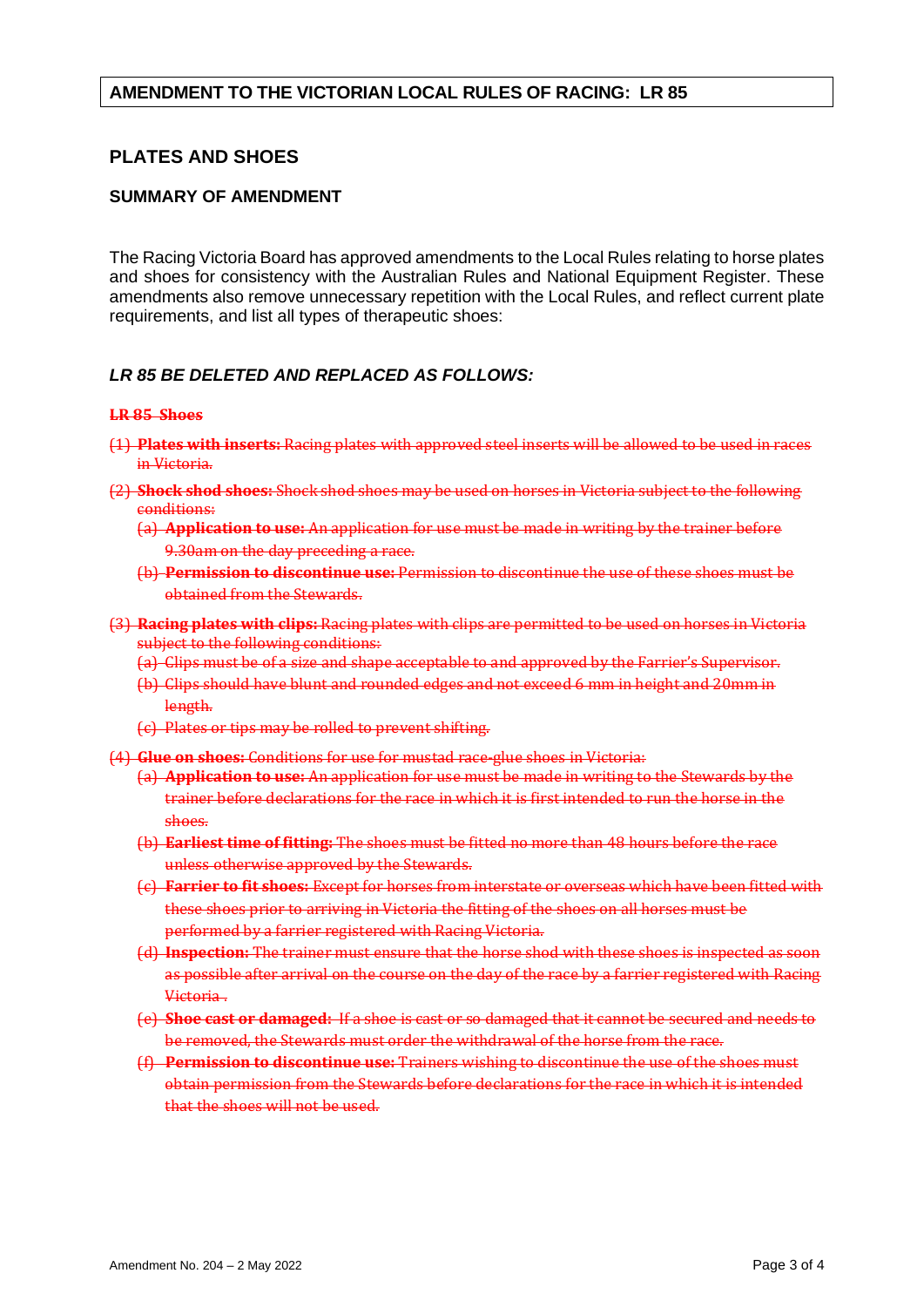## AMENDMENT TO THE VICTORIAN LOCAL RULES OF RACING: LR 85

## PLATES AND SHOES

### SUMMARY OF AMENDMENT

The Racing Victoria Board has approved amendments to the Local Rules relating to horse plates and shoes for consistency with the Australian Rules and National Equipment Register. These amendments also remove unnecessary repetition with the Local Rules, and reflect current plate requirements, and list all types of therapeutic shoes:

### *LR 85 BE DELETED AND REPLACED AS FOLLOWS:*

~~**LR 85 Shoes**~~

~~(1) **Plates with inserts:** Racing plates with approved steel inserts will be allowed to be used in races in Victoria.~~

~~(2) **Shock shod shoes:** Shock shod shoes may be used on horses in Victoria subject to the following conditions:~~

- ~~(a) **Application to use:** An application for use must be made in writing by the trainer before 9.30am on the day preceding a race.~~
- ~~(b) **Permission to discontinue use:** Permission to discontinue the use of these shoes must be obtained from the Stewards.~~

~~(3) **Racing plates with clips:** Racing plates with clips are permitted to be used on horses in Victoria subject to the following conditions:~~

- ~~(a) Clips must be of a size and shape acceptable to and approved by the Farrier's Supervisor.~~
- ~~(b) Clips should have blunt and rounded edges and not exceed 6 mm in height and 20mm in length.~~
- ~~(c) Plates or tips may be rolled to prevent shifting.~~

~~(4) **Glue on shoes:** Conditions for use for mustad race-glue shoes in Victoria:~~

- ~~(a) **Application to use:** An application for use must be made in writing to the Stewards by the trainer before declarations for the race in which it is first intended to run the horse in the shoes.~~
- ~~(b) **Earliest time of fitting:** The shoes must be fitted no more than 48 hours before the race unless otherwise approved by the Stewards.~~
- ~~(c) **Farrier to fit shoes:** Except for horses from interstate or overseas which have been fitted with these shoes prior to arriving in Victoria the fitting of the shoes on all horses must be performed by a farrier registered with Racing Victoria.~~
- ~~(d) **Inspection:** The trainer must ensure that the horse shod with these shoes is inspected as soon as possible after arrival on the course on the day of the race by a farrier registered with Racing Victoria .~~
- ~~(e) **Shoe cast or damaged:** If a shoe is cast or so damaged that it cannot be secured and needs to be removed, the Stewards must order the withdrawal of the horse from the race.~~
- ~~(f) **Permission to discontinue use:** Trainers wishing to discontinue the use of the shoes must obtain permission from the Stewards before declarations for the race in which it is intended that the shoes will not be used.~~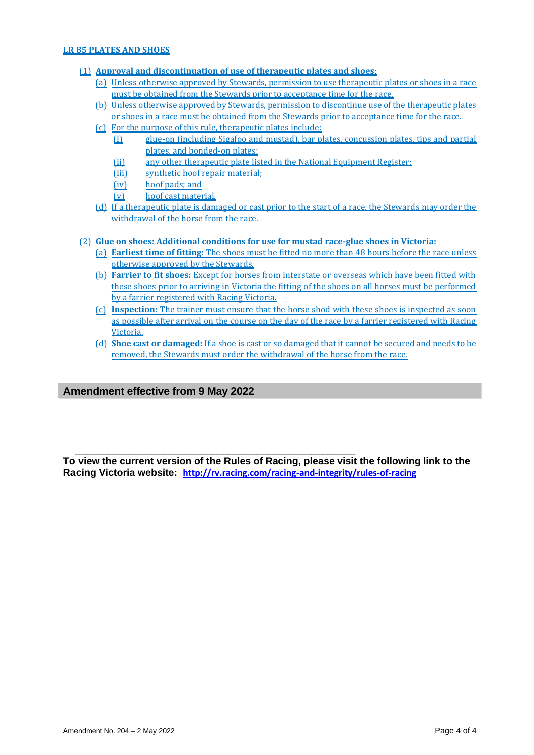**LR 85 PLATES AND SHOES**

(1) **Approval and discontinuation of use of therapeutic plates and shoes**:

(a) Unless otherwise approved by Stewards, permission to use therapeutic plates or shoes in a race must be obtained from the Stewards prior to acceptance time for the race.

(b) Unless otherwise approved by Stewards, permission to discontinue use of the therapeutic plates or shoes in a race must be obtained from the Stewards prior to acceptance time for the race.

(c) For the purpose of this rule, therapeutic plates include:

(i) glue-on (including Sigafoo and mustad), bar plates, concussion plates, tips and partial plates, and bonded-on plates;

(ii) any other therapeutic plate listed in the National Equipment Register;

(iii) synthetic hoof repair material;

(iv) hoof pads; and

(v) hoof cast material.

(d) If a therapeutic plate is damaged or cast prior to the start of a race, the Stewards may order the withdrawal of the horse from the race.

(2) **Glue on shoes: Additional conditions for use for mustad race-glue shoes in Victoria:**

(a) **Earliest time of fitting:** The shoes must be fitted no more than 48 hours before the race unless otherwise approved by the Stewards.

(b) **Farrier to fit shoes:** Except for horses from interstate or overseas which have been fitted with these shoes prior to arriving in Victoria the fitting of the shoes on all horses must be performed by a farrier registered with Racing Victoria.

(c) **Inspection:** The trainer must ensure that the horse shod with these shoes is inspected as soon as possible after arrival on the course on the day of the race by a farrier registered with Racing Victoria.

(d) **Shoe cast or damaged:** If a shoe is cast or so damaged that it cannot be secured and needs to be removed, the Stewards must order the withdrawal of the horse from the race.

## Amendment effective from 9 May 2022

---

**To view the current version of the Rules of Racing, please visit the following link to the Racing Victoria website:** http://rv.racing.com/racing-and-integrity/rules-of-racing

Amendment No. 204 – 2 May 2022